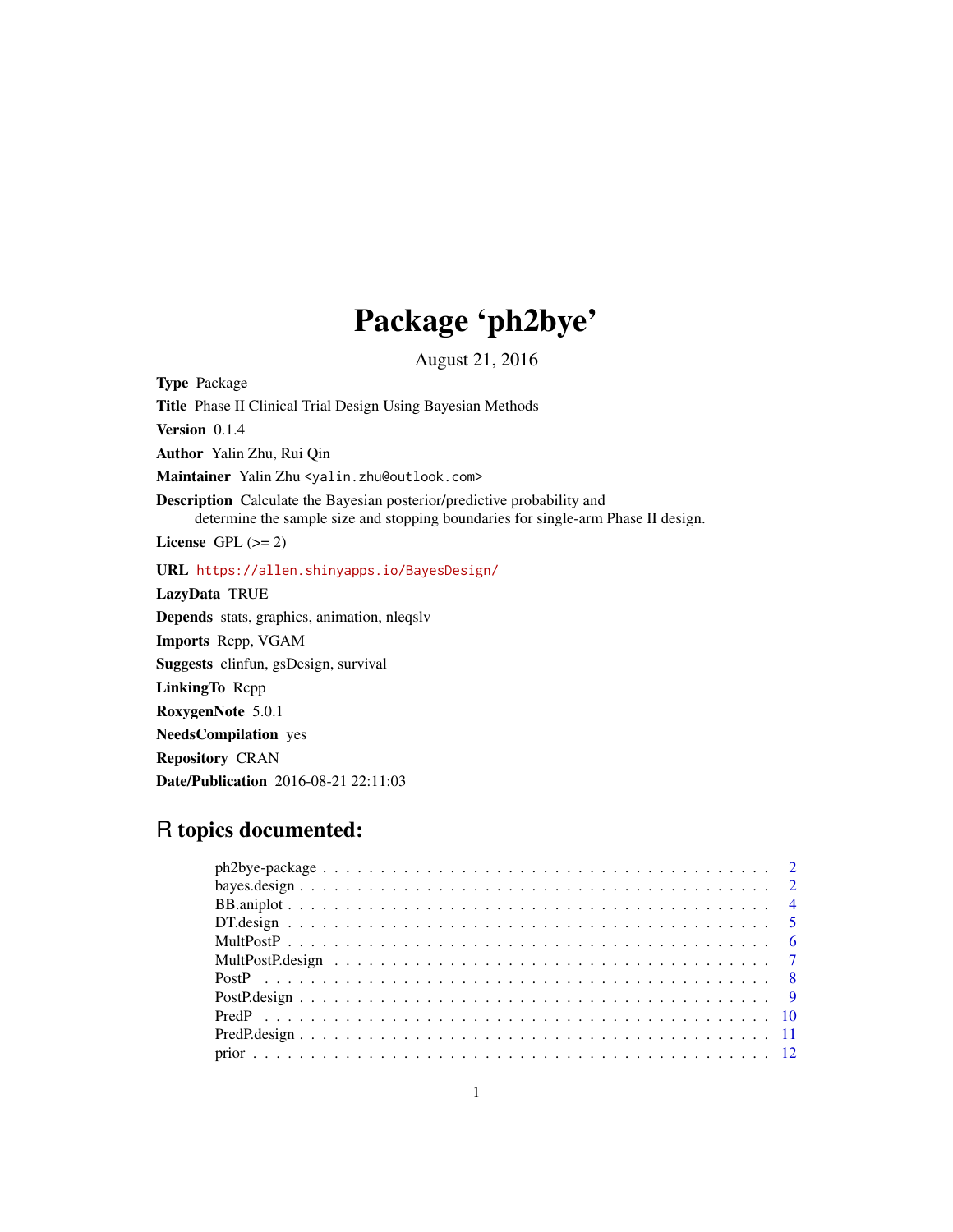# Package 'ph2bye'

August 21, 2016

**Type** Package

**Title** Phase II Clinical Trial Design Using Bayesian Methods

**Version** 0.1.4

**Author** Yalin Zhu, Rui Qin

**Maintainer** Yalin Zhu <yalin.zhu@outlook.com>

**Description** Calculate the Bayesian posterior/predictive probability and determine the sample size and stopping boundaries for single-arm Phase II design.

**License** GPL (>= 2)

**URL** https://allen.shinyapps.io/BayesDesign/

**LazyData** TRUE

**Depends** stats, graphics, animation, nleqslv

**Imports** Rcpp, VGAM

**Suggests** clinfun, gsDesign, survival

**LinkingTo** Rcpp

**RoxygenNote** 5.0.1

**NeedsCompilation** yes

**Repository** CRAN

**Date/Publication** 2016-08-21 22:11:03

## R topics documented:

ph2bye-package . . . . . . . . . . . . . . . . . . . . . . . . . . . . . . . . . . . . . . 2
bayes.design . . . . . . . . . . . . . . . . . . . . . . . . . . . . . . . . . . . . . . . . 2
BB.aniplot . . . . . . . . . . . . . . . . . . . . . . . . . . . . . . . . . . . . . . . . . 4
DT.design . . . . . . . . . . . . . . . . . . . . . . . . . . . . . . . . . . . . . . . . . 5
MultPostP . . . . . . . . . . . . . . . . . . . . . . . . . . . . . . . . . . . . . . . . . 6
MultPostP.design . . . . . . . . . . . . . . . . . . . . . . . . . . . . . . . . . . . . . 7
PostP . . . . . . . . . . . . . . . . . . . . . . . . . . . . . . . . . . . . . . . . . . . 8
PostP.design . . . . . . . . . . . . . . . . . . . . . . . . . . . . . . . . . . . . . . . 9
PredP . . . . . . . . . . . . . . . . . . . . . . . . . . . . . . . . . . . . . . . . . . . 10
PredP.design . . . . . . . . . . . . . . . . . . . . . . . . . . . . . . . . . . . . . . . 11
prior . . . . . . . . . . . . . . . . . . . . . . . . . . . . . . . . . . . . . . . . . . . 12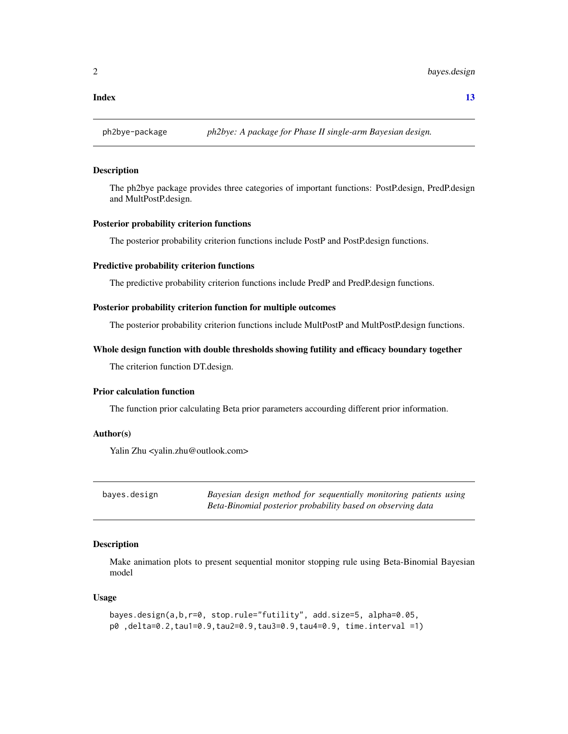Index 13

## ph2bye-package — *ph2bye: A package for Phase II single-arm Bayesian design.*

### Description

The ph2bye package provides three categories of important functions: PostP.design, PredP.design and MultPostP.design.

### Posterior probability criterion functions

The posterior probability criterion functions include PostP and PostP.design functions.

### Predictive probability criterion functions

The predictive probability criterion functions include PredP and PredP.design functions.

### Posterior probability criterion function for multiple outcomes

The posterior probability criterion functions include MultPostP and MultPostP.design functions.

### Whole design function with double thresholds showing futility and efficacy boundary together

The criterion function DT.design.

### Prior calculation function

The function prior calculating Beta prior parameters accourding different prior information.

### Author(s)

Yalin Zhu <yalin.zhu@outlook.com>

## bayes.design — *Bayesian design method for sequentially monitoring patients using Beta-Binomial posterior probability based on observing data*

### Description

Make animation plots to present sequential monitor stopping rule using Beta-Binomial Bayesian model

### Usage

```
bayes.design(a,b,r=0, stop.rule="futility", add.size=5, alpha=0.05,
p0 ,delta=0.2,tau1=0.9,tau2=0.9,tau3=0.9,tau4=0.9, time.interval =1)
```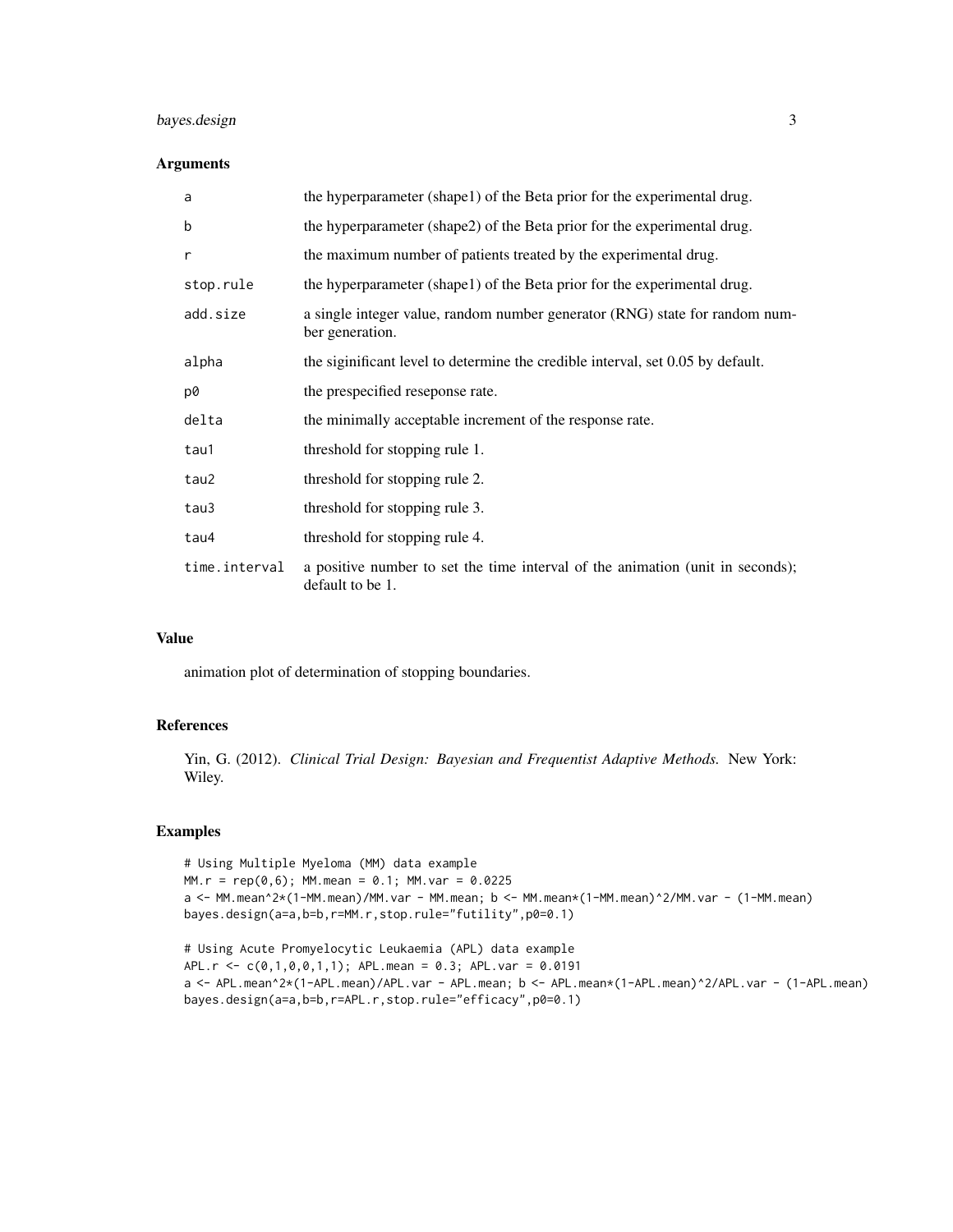## Arguments

| | |
|---|---|
| a | the hyperparameter (shape1) of the Beta prior for the experimental drug. |
| b | the hyperparameter (shape2) of the Beta prior for the experimental drug. |
| r | the maximum number of patients treated by the experimental drug. |
| stop.rule | the hyperparameter (shape1) of the Beta prior for the experimental drug. |
| add.size | a single integer value, random number generator (RNG) state for random number generation. |
| alpha | the siginificant level to determine the credible interval, set 0.05 by default. |
| p0 | the prespecified reseponse rate. |
| delta | the minimally acceptable increment of the response rate. |
| tau1 | threshold for stopping rule 1. |
| tau2 | threshold for stopping rule 2. |
| tau3 | threshold for stopping rule 3. |
| tau4 | threshold for stopping rule 4. |
| time.interval | a positive number to set the time interval of the animation (unit in seconds); default to be 1. |

## Value

animation plot of determination of stopping boundaries.

## References

Yin, G. (2012). *Clinical Trial Design: Bayesian and Frequentist Adaptive Methods.* New York: Wiley.

## Examples

```
# Using Multiple Myeloma (MM) data example
MM.r = rep(0,6); MM.mean = 0.1; MM.var = 0.0225
a <- MM.mean^2*(1-MM.mean)/MM.var - MM.mean; b <- MM.mean*(1-MM.mean)^2/MM.var - (1-MM.mean)
bayes.design(a=a,b=b,r=MM.r,stop.rule="futility",p0=0.1)

# Using Acute Promyelocytic Leukaemia (APL) data example
APL.r <- c(0,1,0,0,1,1); APL.mean = 0.3; APL.var = 0.0191
a <- APL.mean^2*(1-APL.mean)/APL.var - APL.mean; b <- APL.mean*(1-APL.mean)^2/APL.var - (1-APL.mean)
bayes.design(a=a,b=b,r=APL.r,stop.rule="efficacy",p0=0.1)
```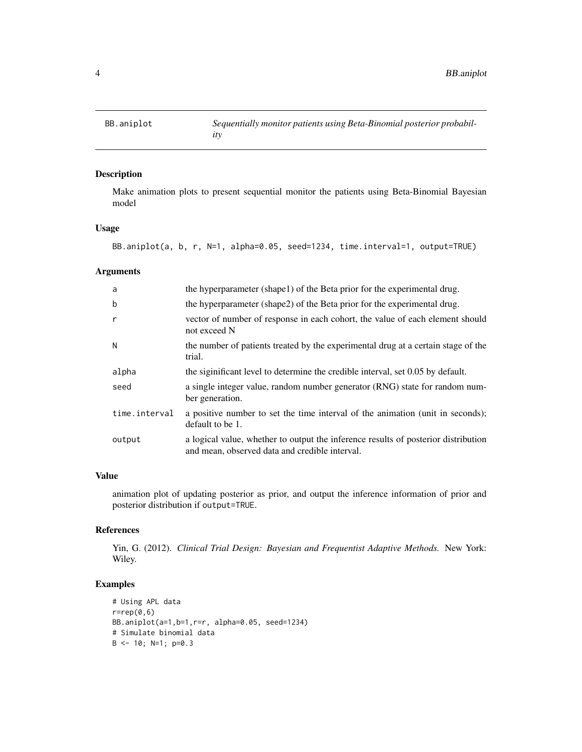# BB.aniplot

*Sequentially monitor patients using Beta-Binomial posterior probability*

## Description

Make animation plots to present sequential monitor the patients using Beta-Binomial Bayesian model

## Usage

```
BB.aniplot(a, b, r, N=1, alpha=0.05, seed=1234, time.interval=1, output=TRUE)
```

## Arguments

| | |
|---|---|
| a | the hyperparameter (shape1) of the Beta prior for the experimental drug. |
| b | the hyperparameter (shape2) of the Beta prior for the experimental drug. |
| r | vector of number of response in each cohort, the value of each element should not exceed N |
| N | the number of patients treated by the experimental drug at a certain stage of the trial. |
| alpha | the siginificant level to determine the credible interval, set 0.05 by default. |
| seed | a single integer value, random number generator (RNG) state for random number generation. |
| time.interval | a positive number to set the time interval of the animation (unit in seconds); default to be 1. |
| output | a logical value, whether to output the inference results of posterior distribution and mean, observed data and credible interval. |

## Value

animation plot of updating posterior as prior, and output the inference information of prior and posterior distribution if `output=TRUE`.

## References

Yin, G. (2012). *Clinical Trial Design: Bayesian and Frequentist Adaptive Methods.* New York: Wiley.

## Examples

```
# Using APL data
r=rep(0,6)
BB.aniplot(a=1,b=1,r=r, alpha=0.05, seed=1234)
# Simulate binomial data
B <- 10; N=1; p=0.3
```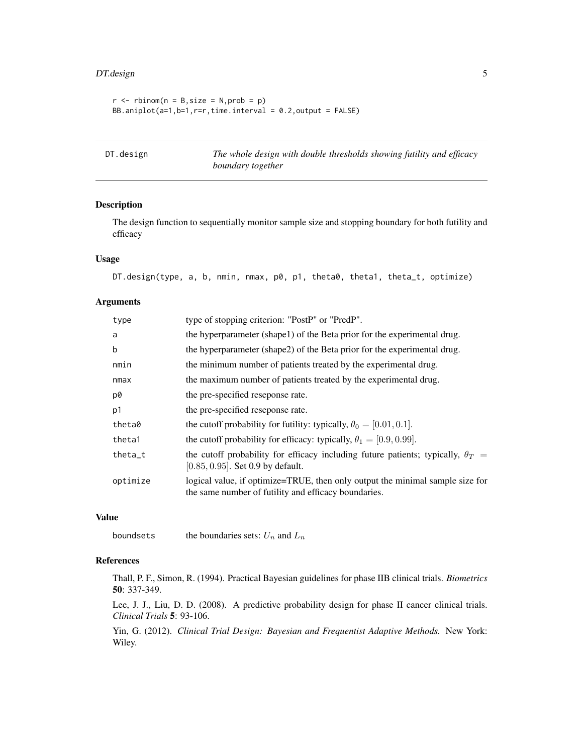```
r <- rbinom(n = B,size = N,prob = p)
BB.aniplot(a=1,b=1,r=r,time.interval = 0.2,output = FALSE)
```

## DT.design — *The whole design with double thresholds showing futility and efficacy boundary together*

### Description

The design function to sequentially monitor sample size and stopping boundary for both futility and efficacy

### Usage

```
DT.design(type, a, b, nmin, nmax, p0, p1, theta0, theta1, theta_t, optimize)
```

### Arguments

| | |
|---|---|
| type | type of stopping criterion: "PostP" or "PredP". |
| a | the hyperparameter (shape1) of the Beta prior for the experimental drug. |
| b | the hyperparameter (shape2) of the Beta prior for the experimental drug. |
| nmin | the minimum number of patients treated by the experimental drug. |
| nmax | the maximum number of patients treated by the experimental drug. |
| p0 | the pre-specified reseponse rate. |
| p1 | the pre-specified reseponse rate. |
| theta0 | the cutoff probability for futility: typically, $\theta_0 = [0.01, 0.1]$. |
| theta1 | the cutoff probability for efficacy: typically, $\theta_1 = [0.9, 0.99]$. |
| theta_t | the cutoff probability for efficacy including future patients; typically, $\theta_T = [0.85, 0.95]$. Set 0.9 by default. |
| optimize | logical value, if optimize=TRUE, then only output the minimal sample size for the same number of futility and efficacy boundaries. |

### Value

| | |
|---|---|
| boundsets | the boundaries sets: $U_n$ and $L_n$ |

### References

Thall, P. F., Simon, R. (1994). Practical Bayesian guidelines for phase IIB clinical trials. *Biometrics* **50**: 337-349.

Lee, J. J., Liu, D. D. (2008). A predictive probability design for phase II cancer clinical trials. *Clinical Trials* **5**: 93-106.

Yin, G. (2012). *Clinical Trial Design: Bayesian and Frequentist Adaptive Methods.* New York: Wiley.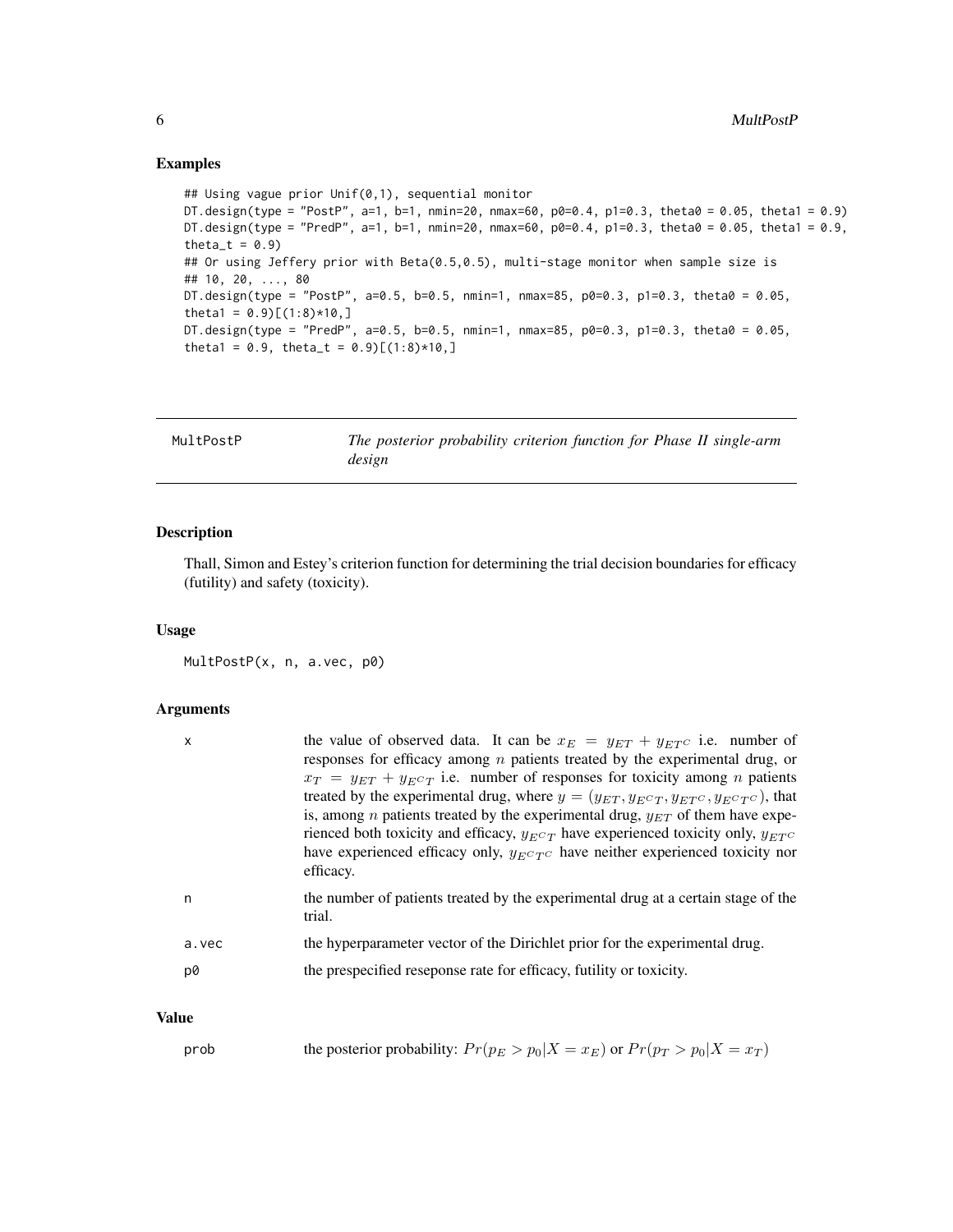## Examples

```
## Using vague prior Unif(0,1), sequential monitor
DT.design(type = "PostP", a=1, b=1, nmin=20, nmax=60, p0=0.4, p1=0.3, theta0 = 0.05, theta1 = 0.9)
DT.design(type = "PredP", a=1, b=1, nmin=20, nmax=60, p0=0.4, p1=0.3, theta0 = 0.05, theta1 = 0.9,
theta_t = 0.9)
## Or using Jeffery prior with Beta(0.5,0.5), multi-stage monitor when sample size is
## 10, 20, ..., 80
DT.design(type = "PostP", a=0.5, b=0.5, nmin=1, nmax=85, p0=0.3, p1=0.3, theta0 = 0.05,
theta1 = 0.9)[(1:8)*10,]
DT.design(type = "PredP", a=0.5, b=0.5, nmin=1, nmax=85, p0=0.3, p1=0.3, theta0 = 0.05,
theta1 = 0.9, theta_t = 0.9)[(1:8)*10,]
```

---

# MultPostP — *The posterior probability criterion function for Phase II single-arm design*

---

## Description

Thall, Simon and Estey's criterion function for determining the trial decision boundaries for efficacy (futility) and safety (toxicity).

## Usage

```
MultPostP(x, n, a.vec, p0)
```

## Arguments

| | |
|---|---|
| x | the value of observed data. It can be $x_E = y_{ET} + y_{ET^C}$ i.e. number of responses for efficacy among $n$ patients treated by the experimental drug, or $x_T = y_{ET} + y_{E^CT}$ i.e. number of responses for toxicity among $n$ patients treated by the experimental drug, where $y = (y_{ET}, y_{E^CT}, y_{ET^C}, y_{E^CT^C})$, that is, among $n$ patients treated by the experimental drug, $y_{ET}$ of them have experienced both toxicity and efficacy, $y_{E^CT}$ have experienced toxicity only, $y_{ET^C}$ have experienced efficacy only, $y_{E^CT^C}$ have neither experienced toxicity nor efficacy. |
| n | the number of patients treated by the experimental drug at a certain stage of the trial. |
| a.vec | the hyperparameter vector of the Dirichlet prior for the experimental drug. |
| p0 | the prespecified reseponse rate for efficacy, futility or toxicity. |

## Value

| | |
|---|---|
| prob | the posterior probability: $Pr(p_E > p_0 \mid X = x_E)$ or $Pr(p_T > p_0 \mid X = x_T)$ |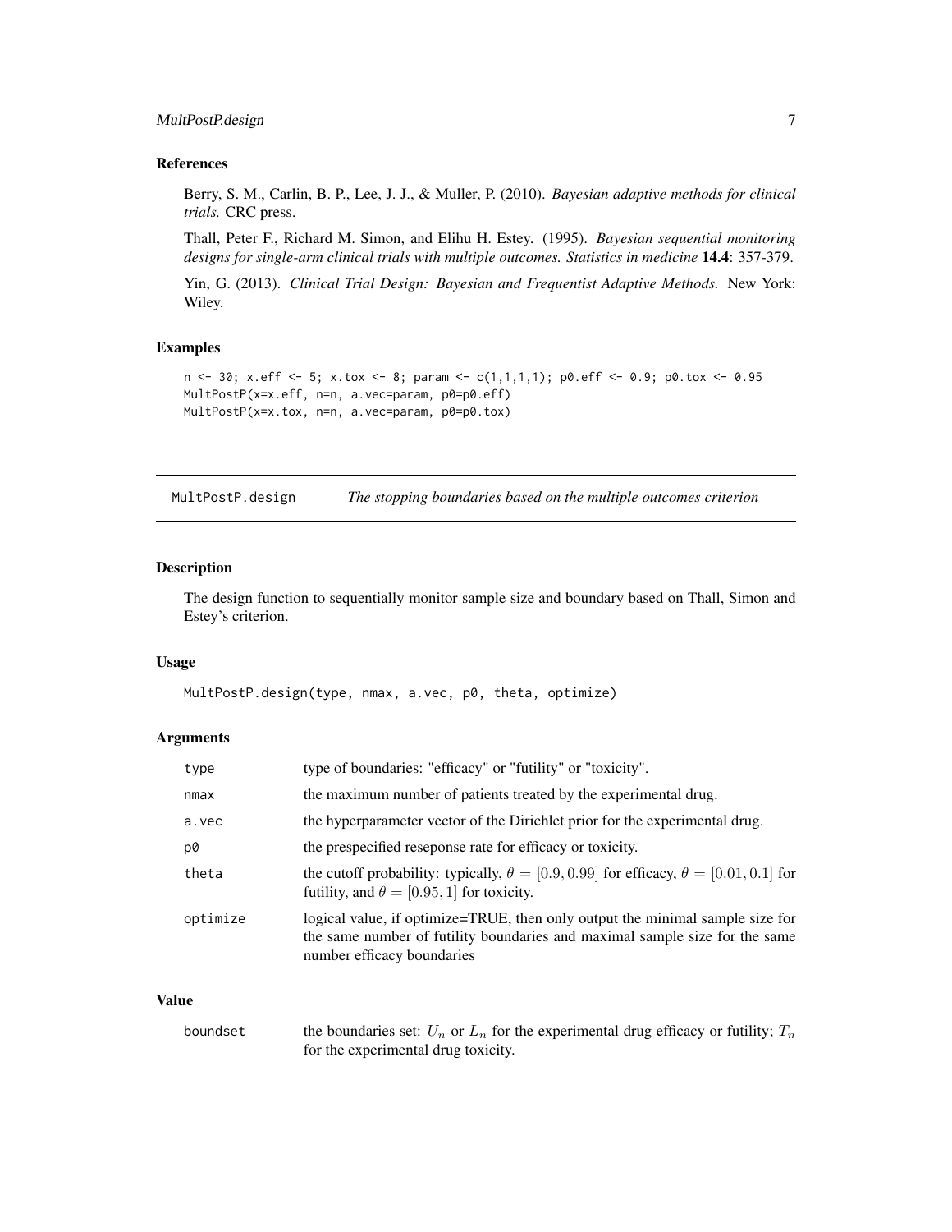### References

Berry, S. M., Carlin, B. P., Lee, J. J., & Muller, P. (2010). *Bayesian adaptive methods for clinical trials.* CRC press.

Thall, Peter F., Richard M. Simon, and Elihu H. Estey. (1995). *Bayesian sequential monitoring designs for single-arm clinical trials with multiple outcomes. Statistics in medicine* **14.4**: 357-379.

Yin, G. (2013). *Clinical Trial Design: Bayesian and Frequentist Adaptive Methods.* New York: Wiley.

### Examples

```
n <- 30; x.eff <- 5; x.tox <- 8; param <- c(1,1,1,1); p0.eff <- 0.9; p0.tox <- 0.95
MultPostP(x=x.eff, n=n, a.vec=param, p0=p0.eff)
MultPostP(x=x.tox, n=n, a.vec=param, p0=p0.tox)
```

---

## MultPostP.design — *The stopping boundaries based on the multiple outcomes criterion*

---

### Description

The design function to sequentially monitor sample size and boundary based on Thall, Simon and Estey's criterion.

### Usage

```
MultPostP.design(type, nmax, a.vec, p0, theta, optimize)
```

### Arguments

| | |
|---|---|
| type | type of boundaries: "efficacy" or "futility" or "toxicity". |
| nmax | the maximum number of patients treated by the experimental drug. |
| a.vec | the hyperparameter vector of the Dirichlet prior for the experimental drug. |
| p0 | the prespecified reseponse rate for efficacy or toxicity. |
| theta | the cutoff probability: typically, $\theta = [0.9, 0.99]$ for efficacy, $\theta = [0.01, 0.1]$ for futility, and $\theta = [0.95, 1]$ for toxicity. |
| optimize | logical value, if optimize=TRUE, then only output the minimal sample size for the same number of futility boundaries and maximal sample size for the same number efficacy boundaries |

### Value

| | |
|---|---|
| boundset | the boundaries set: $U_n$ or $L_n$ for the experimental drug efficacy or futility; $T_n$ for the experimental drug toxicity. |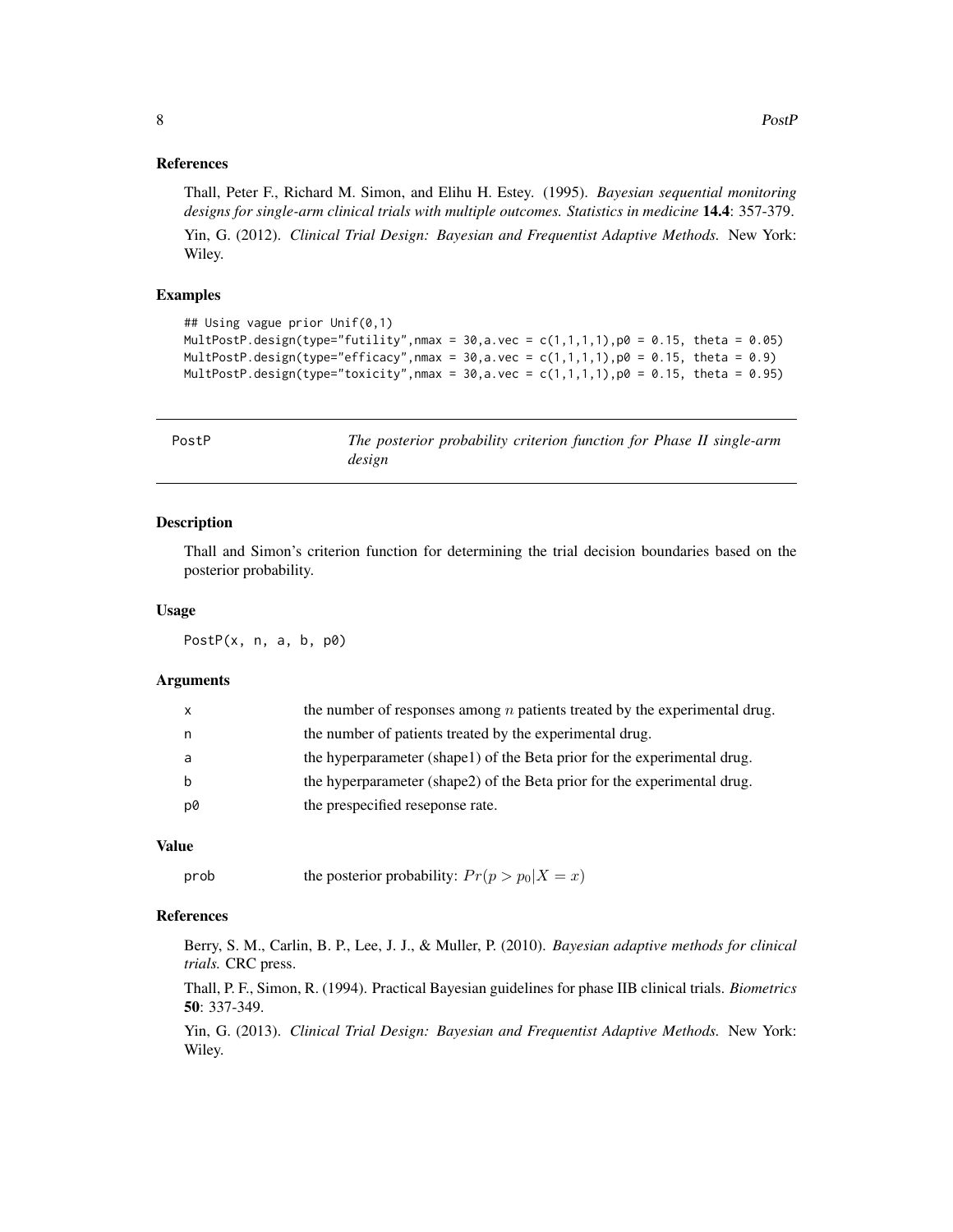### References

Thall, Peter F., Richard M. Simon, and Elihu H. Estey. (1995). *Bayesian sequential monitoring designs for single-arm clinical trials with multiple outcomes. Statistics in medicine* **14.4**: 357-379.

Yin, G. (2012). *Clinical Trial Design: Bayesian and Frequentist Adaptive Methods.* New York: Wiley.

### Examples

```
## Using vague prior Unif(0,1)
MultPostP.design(type="futility",nmax = 30,a.vec = c(1,1,1,1),p0 = 0.15, theta = 0.05)
MultPostP.design(type="efficacy",nmax = 30,a.vec = c(1,1,1,1),p0 = 0.15, theta = 0.9)
MultPostP.design(type="toxicity",nmax = 30,a.vec = c(1,1,1,1),p0 = 0.15, theta = 0.95)
```

---

## PostP — *The posterior probability criterion function for Phase II single-arm design*

### Description

Thall and Simon's criterion function for determining the trial decision boundaries based on the posterior probability.

### Usage

```
PostP(x, n, a, b, p0)
```

### Arguments

| | |
|---|---|
| x | the number of responses among $n$ patients treated by the experimental drug. |
| n | the number of patients treated by the experimental drug. |
| a | the hyperparameter (shape1) of the Beta prior for the experimental drug. |
| b | the hyperparameter (shape2) of the Beta prior for the experimental drug. |
| p0 | the prespecified reseponse rate. |

### Value

| | |
|---|---|
| prob | the posterior probability: $Pr(p > p_0 \mid X = x)$ |

### References

Berry, S. M., Carlin, B. P., Lee, J. J., & Muller, P. (2010). *Bayesian adaptive methods for clinical trials.* CRC press.

Thall, P. F., Simon, R. (1994). Practical Bayesian guidelines for phase IIB clinical trials. *Biometrics* **50**: 337-349.

Yin, G. (2013). *Clinical Trial Design: Bayesian and Frequentist Adaptive Methods.* New York: Wiley.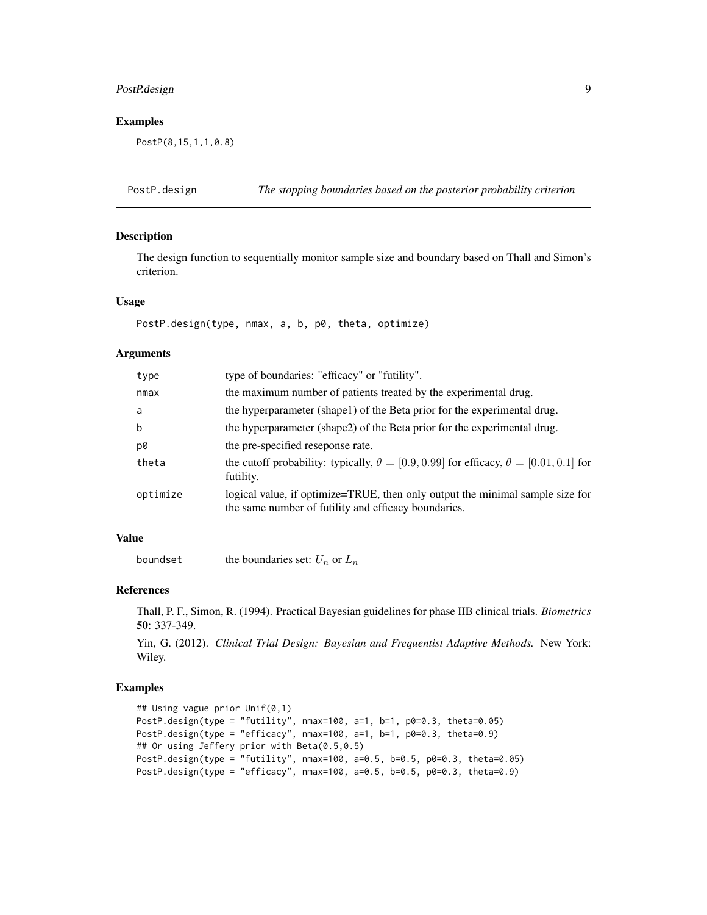### Examples

```
PostP(8,15,1,1,0.8)
```

---

## PostP.design — *The stopping boundaries based on the posterior probability criterion*

### Description

The design function to sequentially monitor sample size and boundary based on Thall and Simon's criterion.

### Usage

```
PostP.design(type, nmax, a, b, p0, theta, optimize)
```

### Arguments

| | |
|---|---|
| type | type of boundaries: "efficacy" or "futility". |
| nmax | the maximum number of patients treated by the experimental drug. |
| a | the hyperparameter (shape1) of the Beta prior for the experimental drug. |
| b | the hyperparameter (shape2) of the Beta prior for the experimental drug. |
| p0 | the pre-specified reseponse rate. |
| theta | the cutoff probability: typically, $\theta = [0.9, 0.99]$ for efficacy, $\theta = [0.01, 0.1]$ for futility. |
| optimize | logical value, if optimize=TRUE, then only output the minimal sample size for the same number of futility and efficacy boundaries. |

### Value

| | |
|---|---|
| boundset | the boundaries set: $U_n$ or $L_n$ |

### References

Thall, P. F., Simon, R. (1994). Practical Bayesian guidelines for phase IIB clinical trials. *Biometrics* **50**: 337-349.

Yin, G. (2012). *Clinical Trial Design: Bayesian and Frequentist Adaptive Methods.* New York: Wiley.

### Examples

```
## Using vague prior Unif(0,1)
PostP.design(type = "futility", nmax=100, a=1, b=1, p0=0.3, theta=0.05)
PostP.design(type = "efficacy", nmax=100, a=1, b=1, p0=0.3, theta=0.9)
## Or using Jeffery prior with Beta(0.5,0.5)
PostP.design(type = "futility", nmax=100, a=0.5, b=0.5, p0=0.3, theta=0.05)
PostP.design(type = "efficacy", nmax=100, a=0.5, b=0.5, p0=0.3, theta=0.9)
```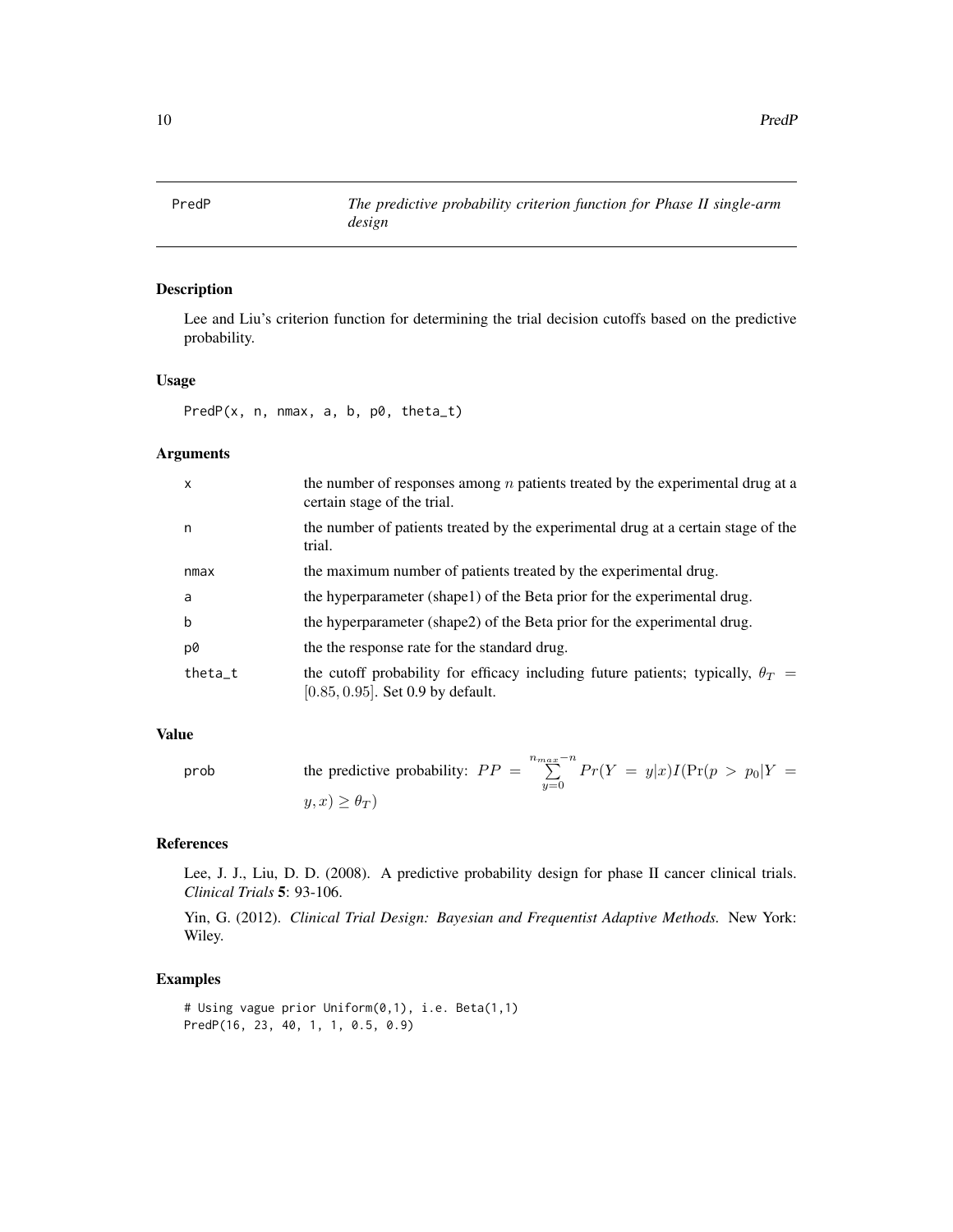# PredP

*The predictive probability criterion function for Phase II single-arm design*

## Description

Lee and Liu's criterion function for determining the trial decision cutoffs based on the predictive probability.

## Usage

```
PredP(x, n, nmax, a, b, p0, theta_t)
```

## Arguments

| | |
|---|---|
| x | the number of responses among $n$ patients treated by the experimental drug at a certain stage of the trial. |
| n | the number of patients treated by the experimental drug at a certain stage of the trial. |
| nmax | the maximum number of patients treated by the experimental drug. |
| a | the hyperparameter (shape1) of the Beta prior for the experimental drug. |
| b | the hyperparameter (shape2) of the Beta prior for the experimental drug. |
| p0 | the the response rate for the standard drug. |
| theta_t | the cutoff probability for efficacy including future patients; typically, $\theta_T = [0.85, 0.95]$. Set 0.9 by default. |

## Value

| | |
|---|---|
| prob | the predictive probability: $PP = \sum_{y=0}^{n_{max}-n} Pr(Y = y\|x) I(\Pr(p > p_0\|Y = y, x) \geq \theta_T)$ |

## References

Lee, J. J., Liu, D. D. (2008). A predictive probability design for phase II cancer clinical trials. *Clinical Trials* **5**: 93-106.

Yin, G. (2012). *Clinical Trial Design: Bayesian and Frequentist Adaptive Methods.* New York: Wiley.

## Examples

```
# Using vague prior Uniform(0,1), i.e. Beta(1,1)
PredP(16, 23, 40, 1, 1, 0.5, 0.9)
```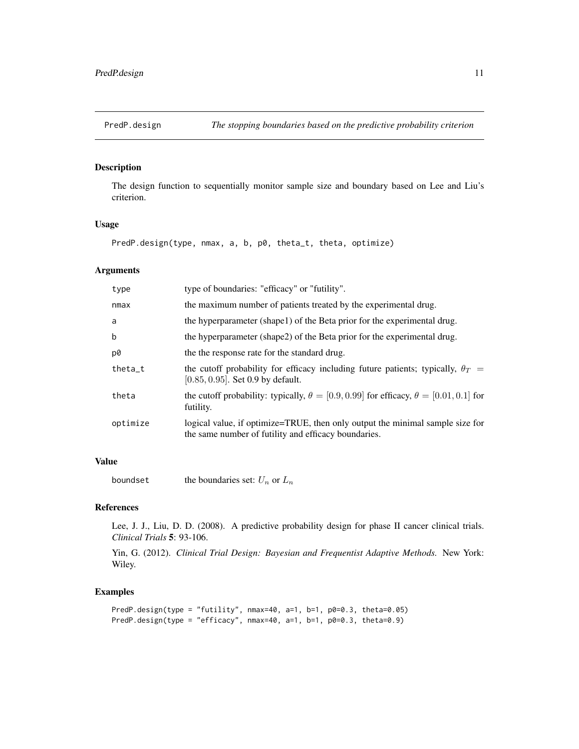# PredP.design — *The stopping boundaries based on the predictive probability criterion*

## Description

The design function to sequentially monitor sample size and boundary based on Lee and Liu's criterion.

## Usage

```
PredP.design(type, nmax, a, b, p0, theta_t, theta, optimize)
```

## Arguments

| | |
|---|---|
| type | type of boundaries: "efficacy" or "futility". |
| nmax | the maximum number of patients treated by the experimental drug. |
| a | the hyperparameter (shape1) of the Beta prior for the experimental drug. |
| b | the hyperparameter (shape2) of the Beta prior for the experimental drug. |
| p0 | the the response rate for the standard drug. |
| theta_t | the cutoff probability for efficacy including future patients; typically, $\theta_T = [0.85, 0.95]$. Set 0.9 by default. |
| theta | the cutoff probability: typically, $\theta = [0.9, 0.99]$ for efficacy, $\theta = [0.01, 0.1]$ for futility. |
| optimize | logical value, if optimize=TRUE, then only output the minimal sample size for the same number of futility and efficacy boundaries. |

## Value

| | |
|---|---|
| boundset | the boundaries set: $U_n$ or $L_n$ |

## References

Lee, J. J., Liu, D. D. (2008). A predictive probability design for phase II cancer clinical trials. *Clinical Trials* **5**: 93-106.

Yin, G. (2012). *Clinical Trial Design: Bayesian and Frequentist Adaptive Methods.* New York: Wiley.

## Examples

```
PredP.design(type = "futility", nmax=40, a=1, b=1, p0=0.3, theta=0.05)
PredP.design(type = "efficacy", nmax=40, a=1, b=1, p0=0.3, theta=0.9)
```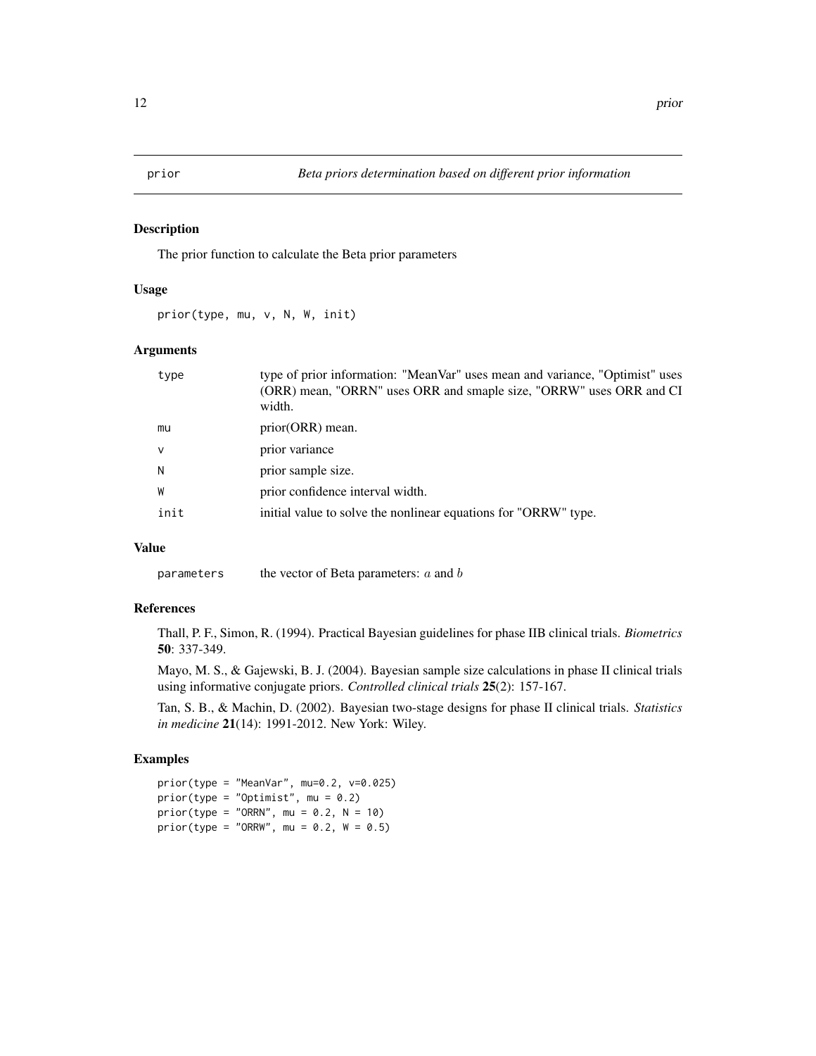# prior

*Beta priors determination based on different prior information*

## Description

The prior function to calculate the Beta prior parameters

## Usage

```
prior(type, mu, v, N, W, init)
```

## Arguments

| | |
|---|---|
| type | type of prior information: "MeanVar" uses mean and variance, "Optimist" uses (ORR) mean, "ORRN" uses ORR and smaple size, "ORRW" uses ORR and CI width. |
| mu | prior(ORR) mean. |
| v | prior variance |
| N | prior sample size. |
| W | prior confidence interval width. |
| init | initial value to solve the nonlinear equations for "ORRW" type. |

## Value

| | |
|---|---|
| parameters | the vector of Beta parameters: $a$ and $b$ |

## References

Thall, P. F., Simon, R. (1994). Practical Bayesian guidelines for phase IIB clinical trials. *Biometrics* **50**: 337-349.

Mayo, M. S., & Gajewski, B. J. (2004). Bayesian sample size calculations in phase II clinical trials using informative conjugate priors. *Controlled clinical trials* **25**(2): 157-167.

Tan, S. B., & Machin, D. (2002). Bayesian two-stage designs for phase II clinical trials. *Statistics in medicine* **21**(14): 1991-2012. New York: Wiley.

## Examples

```
prior(type = "MeanVar", mu=0.2, v=0.025)
prior(type = "Optimist", mu = 0.2)
prior(type = "ORRN", mu = 0.2, N = 10)
prior(type = "ORRW", mu = 0.2, W = 0.5)
```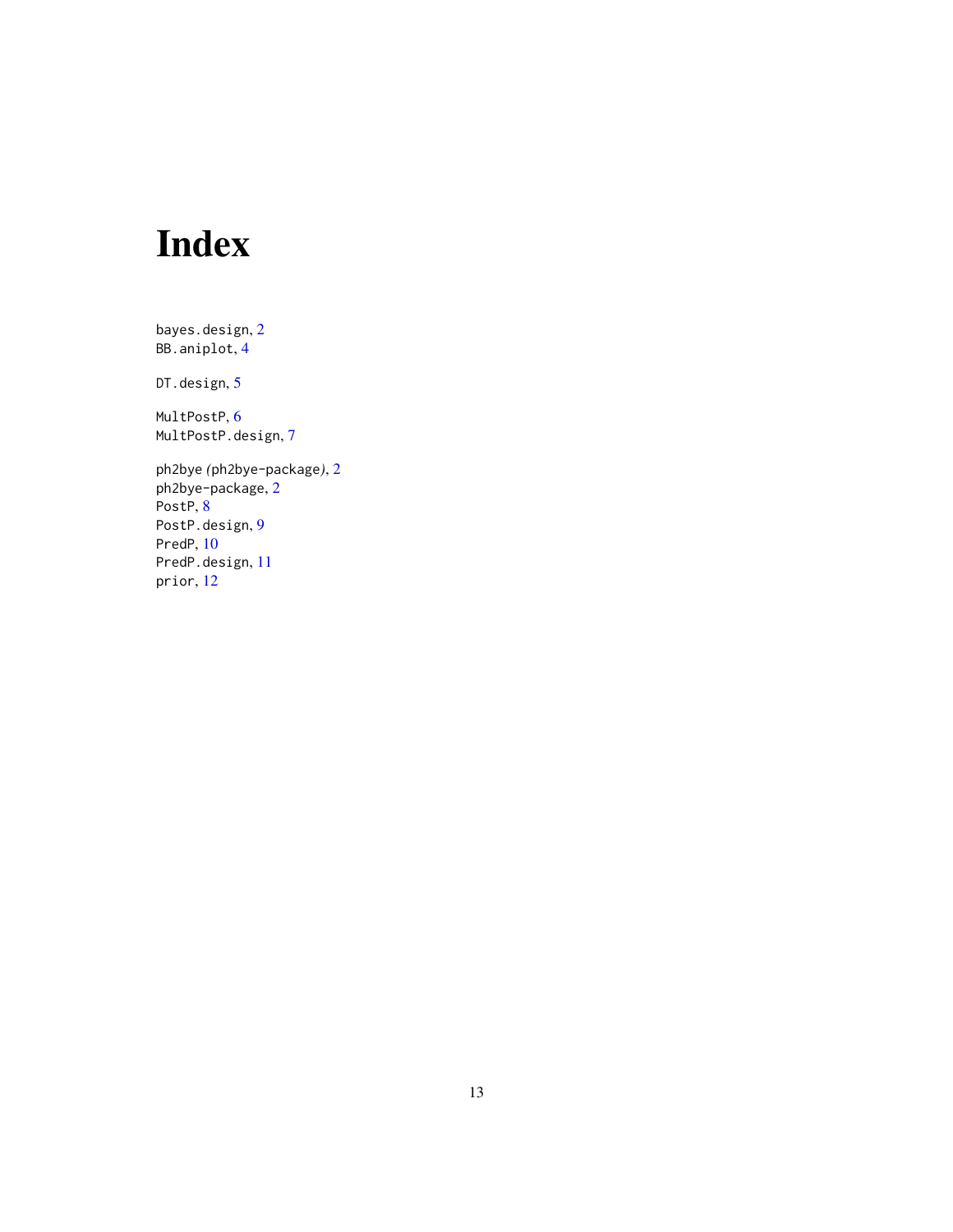# Index

bayes.design, 2
BB.aniplot, 4

DT.design, 5

MultPostP, 6
MultPostP.design, 7

ph2bye (ph2bye-package), 2
ph2bye-package, 2
PostP, 8
PostP.design, 9
PredP, 10
PredP.design, 11
prior, 12